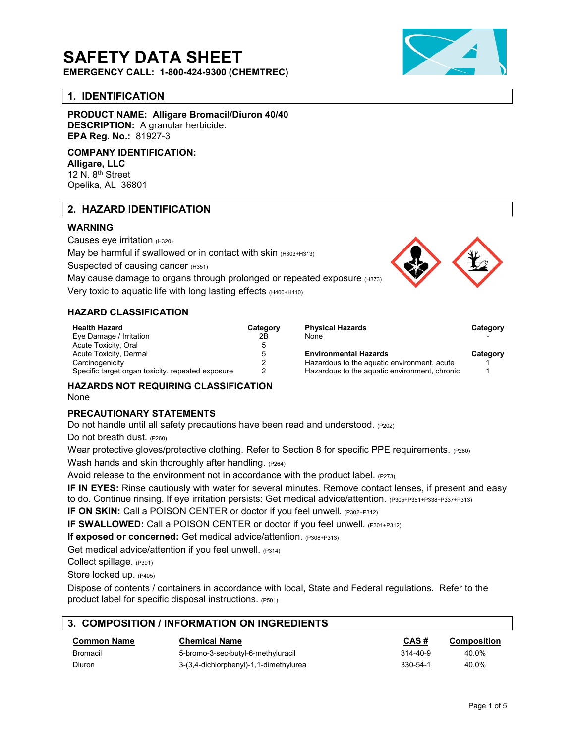# SAFETY DATA SHEET

**EMERGENCY CALL: 1-800-424-9300 (CHEMTREC)**

## 1. IDENTIFICATION

**PRODUCT NAME: Alligare Bromacil/Diuron 40/40**
**DESCRIPTION:** A granular herbicide.
**EPA Reg. No.:** 81927-3

**COMPANY IDENTIFICATION:**
**Alligare, LLC**
12 N. 8th Street
Opelika, AL 36801

## 2. HAZARD IDENTIFICATION

### WARNING

Causes eye irritation (H320)
May be harmful if swallowed or in contact with skin (H303+H313)
Suspected of causing cancer (H351)
May cause damage to organs through prolonged or repeated exposure (H373)
Very toxic to aquatic life with long lasting effects (H400+H410)

### HAZARD CLASSIFICATION

| Health Hazard | Category | Physical Hazards | Category |
|---|---|---|---|
| Eye Damage / Irritation | 2B | None | - |
| Acute Toxicity, Oral | 5 | | |
| Acute Toxicity, Dermal | 5 | **Environmental Hazards** | **Category** |
| Carcinogenicity | 2 | Hazardous to the aquatic environment, acute | 1 |
| Specific target organ toxicity, repeated exposure | 2 | Hazardous to the aquatic environment, chronic | 1 |

### HAZARDS NOT REQUIRING CLASSIFICATION

None

### PRECAUTIONARY STATEMENTS

Do not handle until all safety precautions have been read and understood. (P202)
Do not breath dust. (P260)
Wear protective gloves/protective clothing. Refer to Section 8 for specific PPE requirements. (P280)
Wash hands and skin thoroughly after handling. (P264)
Avoid release to the environment not in accordance with the product label. (P273)
**IF IN EYES:** Rinse cautiously with water for several minutes. Remove contact lenses, if present and easy to do. Continue rinsing. If eye irritation persists: Get medical advice/attention. (P305+P351+P338+P337+P313)
**IF ON SKIN:** Call a POISON CENTER or doctor if you feel unwell. (P302+P312)
**IF SWALLOWED:** Call a POISON CENTER or doctor if you feel unwell. (P301+P312)
**If exposed or concerned:** Get medical advice/attention. (P308+P313)
Get medical advice/attention if you feel unwell. (P314)
Collect spillage. (P391)
Store locked up. (P405)
Dispose of contents / containers in accordance with local, State and Federal regulations. Refer to the product label for specific disposal instructions. (P501)

## 3. COMPOSITION / INFORMATION ON INGREDIENTS

| Common Name | Chemical Name | CAS # | Composition |
|---|---|---|---|
| Bromacil | 5-bromo-3-sec-butyl-6-methyluracil | 314-40-9 | 40.0% |
| Diuron | 3-(3,4-dichlorphenyl)-1,1-dimethylurea | 330-54-1 | 40.0% |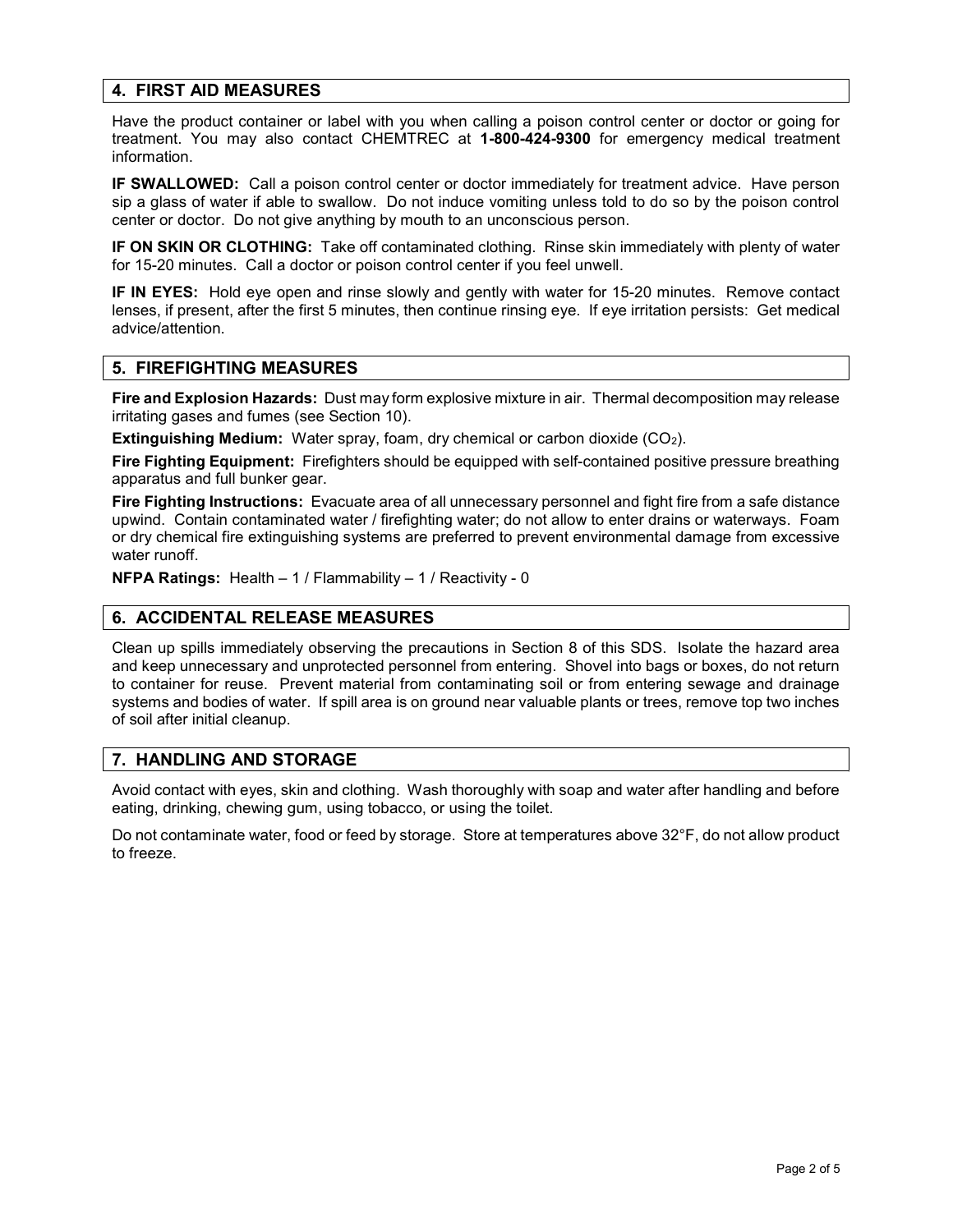## 4. FIRST AID MEASURES

Have the product container or label with you when calling a poison control center or doctor or going for treatment. You may also contact CHEMTREC at **1-800-424-9300** for emergency medical treatment information.

**IF SWALLOWED:** Call a poison control center or doctor immediately for treatment advice. Have person sip a glass of water if able to swallow. Do not induce vomiting unless told to do so by the poison control center or doctor. Do not give anything by mouth to an unconscious person.

**IF ON SKIN OR CLOTHING:** Take off contaminated clothing. Rinse skin immediately with plenty of water for 15-20 minutes. Call a doctor or poison control center if you feel unwell.

**IF IN EYES:** Hold eye open and rinse slowly and gently with water for 15-20 minutes. Remove contact lenses, if present, after the first 5 minutes, then continue rinsing eye. If eye irritation persists: Get medical advice/attention.

## 5. FIREFIGHTING MEASURES

**Fire and Explosion Hazards:** Dust may form explosive mixture in air. Thermal decomposition may release irritating gases and fumes (see Section 10).

**Extinguishing Medium:** Water spray, foam, dry chemical or carbon dioxide ($CO_2$).

**Fire Fighting Equipment:** Firefighters should be equipped with self-contained positive pressure breathing apparatus and full bunker gear.

**Fire Fighting Instructions:** Evacuate area of all unnecessary personnel and fight fire from a safe distance upwind. Contain contaminated water / firefighting water; do not allow to enter drains or waterways. Foam or dry chemical fire extinguishing systems are preferred to prevent environmental damage from excessive water runoff.

**NFPA Ratings:** Health – 1 / Flammability – 1 / Reactivity - 0

## 6. ACCIDENTAL RELEASE MEASURES

Clean up spills immediately observing the precautions in Section 8 of this SDS. Isolate the hazard area and keep unnecessary and unprotected personnel from entering. Shovel into bags or boxes, do not return to container for reuse. Prevent material from contaminating soil or from entering sewage and drainage systems and bodies of water. If spill area is on ground near valuable plants or trees, remove top two inches of soil after initial cleanup.

## 7. HANDLING AND STORAGE

Avoid contact with eyes, skin and clothing. Wash thoroughly with soap and water after handling and before eating, drinking, chewing gum, using tobacco, or using the toilet.

Do not contaminate water, food or feed by storage. Store at temperatures above 32°F, do not allow product to freeze.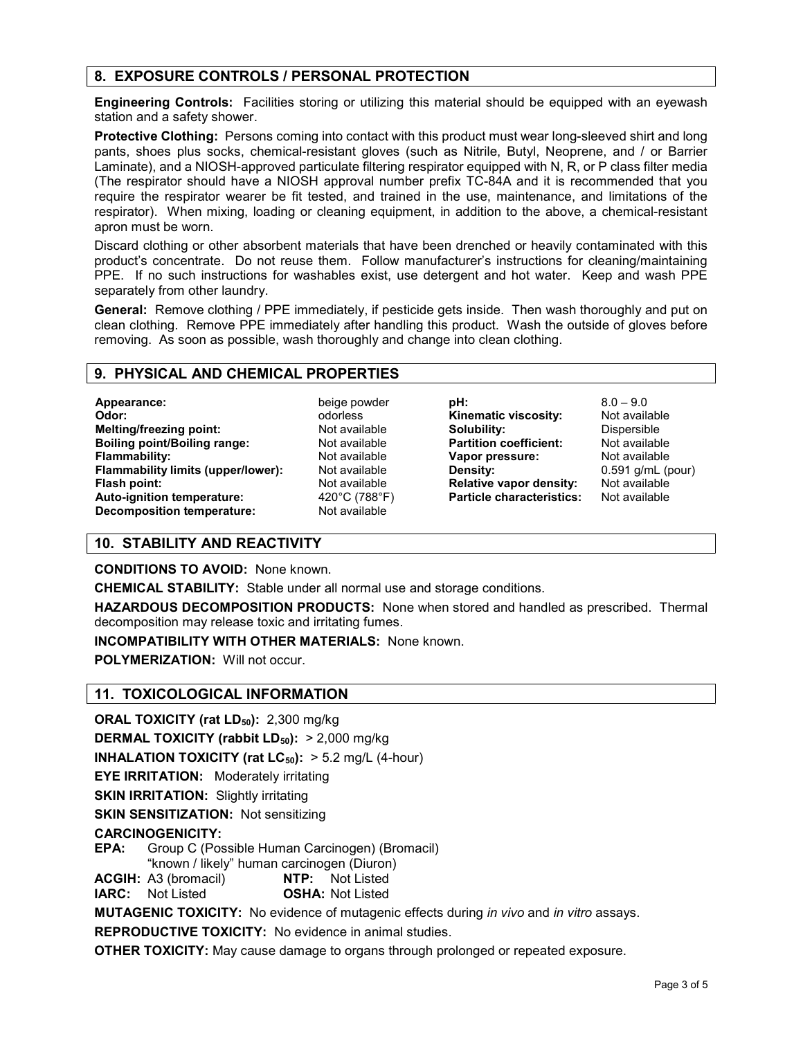## 8. EXPOSURE CONTROLS / PERSONAL PROTECTION

**Engineering Controls:** Facilities storing or utilizing this material should be equipped with an eyewash station and a safety shower.

**Protective Clothing:** Persons coming into contact with this product must wear long-sleeved shirt and long pants, shoes plus socks, chemical-resistant gloves (such as Nitrile, Butyl, Neoprene, and / or Barrier Laminate), and a NIOSH-approved particulate filtering respirator equipped with N, R, or P class filter media (The respirator should have a NIOSH approval number prefix TC-84A and it is recommended that you require the respirator wearer be fit tested, and trained in the use, maintenance, and limitations of the respirator). When mixing, loading or cleaning equipment, in addition to the above, a chemical-resistant apron must be worn.

Discard clothing or other absorbent materials that have been drenched or heavily contaminated with this product's concentrate. Do not reuse them. Follow manufacturer's instructions for cleaning/maintaining PPE. If no such instructions for washables exist, use detergent and hot water. Keep and wash PPE separately from other laundry.

**General:** Remove clothing / PPE immediately, if pesticide gets inside. Then wash thoroughly and put on clean clothing. Remove PPE immediately after handling this product. Wash the outside of gloves before removing. As soon as possible, wash thoroughly and change into clean clothing.

## 9. PHYSICAL AND CHEMICAL PROPERTIES

| | | | |
|---|---|---|---|
| **Appearance:** | beige powder | **pH:** | 8.0 – 9.0 |
| **Odor:** | odorless | **Kinematic viscosity:** | Not available |
| **Melting/freezing point:** | Not available | **Solubility:** | Dispersible |
| **Boiling point/Boiling range:** | Not available | **Partition coefficient:** | Not available |
| **Flammability:** | Not available | **Vapor pressure:** | Not available |
| **Flammability limits (upper/lower):** | Not available | **Density:** | 0.591 g/mL (pour) |
| **Flash point:** | Not available | **Relative vapor density:** | Not available |
| **Auto-ignition temperature:** | 420°C (788°F) | **Particle characteristics:** | Not available |
| **Decomposition temperature:** | Not available | | |

## 10. STABILITY AND REACTIVITY

**CONDITIONS TO AVOID:** None known.

**CHEMICAL STABILITY:** Stable under all normal use and storage conditions.

**HAZARDOUS DECOMPOSITION PRODUCTS:** None when stored and handled as prescribed. Thermal decomposition may release toxic and irritating fumes.

**INCOMPATIBILITY WITH OTHER MATERIALS:** None known.

**POLYMERIZATION:** Will not occur.

## 11. TOXICOLOGICAL INFORMATION

**ORAL TOXICITY (rat $LD_{50}$):** 2,300 mg/kg

**DERMAL TOXICITY (rabbit $LD_{50}$):** > 2,000 mg/kg

**INHALATION TOXICITY (rat $LC_{50}$):** > 5.2 mg/L (4-hour)

**EYE IRRITATION:** Moderately irritating

**SKIN IRRITATION:** Slightly irritating

**SKIN SENSITIZATION:** Not sensitizing

**CARCINOGENICITY:**

**EPA:** Group C (Possible Human Carcinogen) (Bromacil)
"known / likely" human carcinogen (Diuron)

**ACGIH:** A3 (bromacil) **NTP:** Not Listed

**IARC:** Not Listed **OSHA:** Not Listed

**MUTAGENIC TOXICITY:** No evidence of mutagenic effects during *in vivo* and *in vitro* assays.

**REPRODUCTIVE TOXICITY:** No evidence in animal studies.

**OTHER TOXICITY:** May cause damage to organs through prolonged or repeated exposure.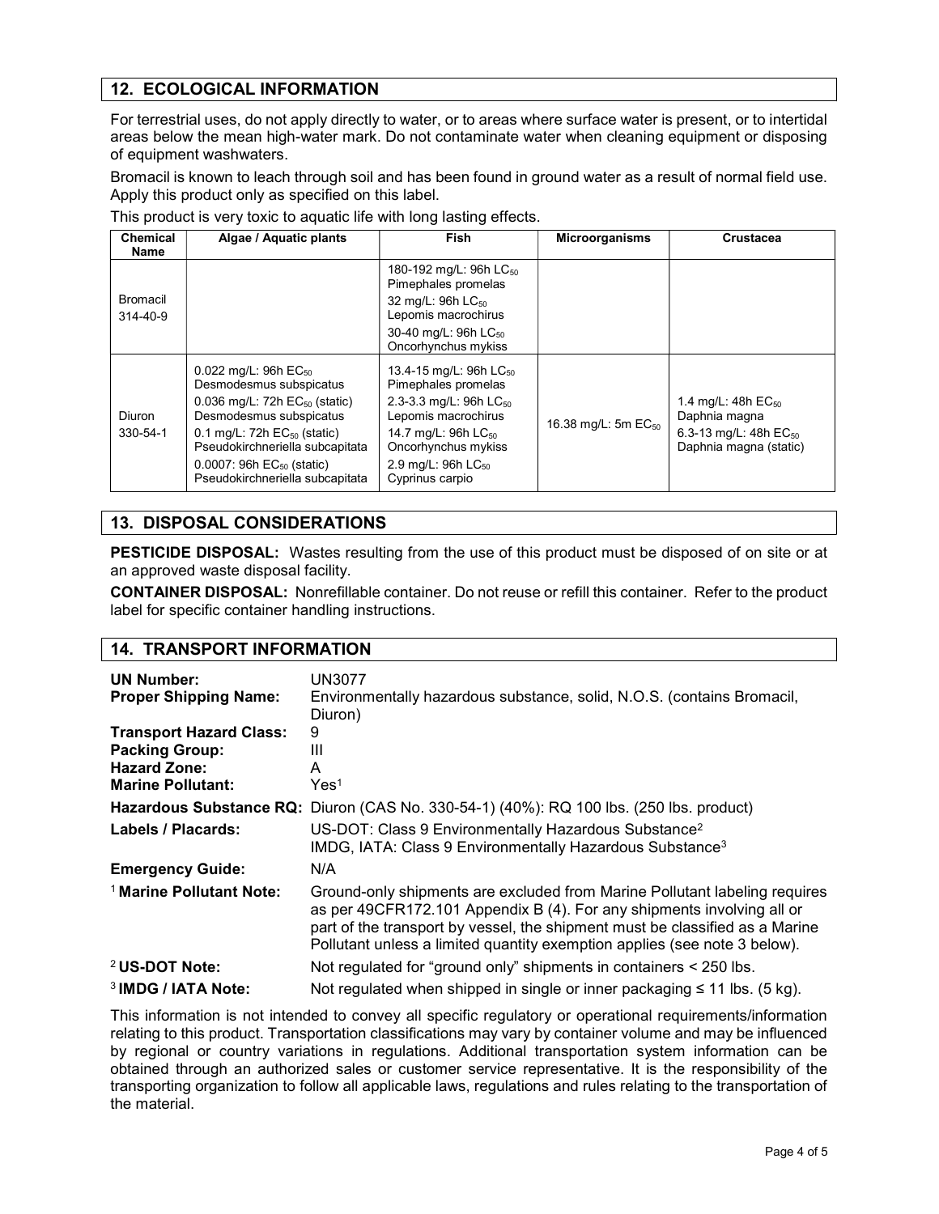## 12. ECOLOGICAL INFORMATION

For terrestrial uses, do not apply directly to water, or to areas where surface water is present, or to intertidal areas below the mean high-water mark. Do not contaminate water when cleaning equipment or disposing of equipment washwaters.

Bromacil is known to leach through soil and has been found in ground water as a result of normal field use. Apply this product only as specified on this label.

This product is very toxic to aquatic life with long lasting effects.

| Chemical Name | Algae / Aquatic plants | Fish | Microorganisms | Crustacea |
|---|---|---|---|---|
| Bromacil 314-40-9 | | 180-192 mg/L: 96h $LC_{50}$ Pimephales promelas<br>32 mg/L: 96h $LC_{50}$ Lepomis macrochirus<br>30-40 mg/L: 96h $LC_{50}$ Oncorhynchus mykiss | | |
| Diuron 330-54-1 | 0.022 mg/L: 96h $EC_{50}$ Desmodesmus subspicatus<br>0.036 mg/L: 72h $EC_{50}$ (static) Desmodesmus subspicatus<br>0.1 mg/L: 72h $EC_{50}$ (static) Pseudokirchneriella subcapitata<br>0.0007: 96h $EC_{50}$ (static) Pseudokirchneriella subcapitata | 13.4-15 mg/L: 96h $LC_{50}$ Pimephales promelas<br>2.3-3.3 mg/L: 96h $LC_{50}$ Lepomis macrochirus<br>14.7 mg/L: 96h $LC_{50}$ Oncorhynchus mykiss<br>2.9 mg/L: 96h $LC_{50}$ Cyprinus carpio | 16.38 mg/L: 5m $EC_{50}$ | 1.4 mg/L: 48h $EC_{50}$ Daphnia magna<br>6.3-13 mg/L: 48h $EC_{50}$ Daphnia magna (static) |

## 13. DISPOSAL CONSIDERATIONS

**PESTICIDE DISPOSAL:** Wastes resulting from the use of this product must be disposed of on site or at an approved waste disposal facility.

**CONTAINER DISPOSAL:** Nonrefillable container. Do not reuse or refill this container. Refer to the product label for specific container handling instructions.

## 14. TRANSPORT INFORMATION

**UN Number:** UN3077

**Proper Shipping Name:** Environmentally hazardous substance, solid, N.O.S. (contains Bromacil, Diuron)

**Transport Hazard Class:** 9

**Packing Group:** III

**Hazard Zone:** A

**Marine Pollutant:** Yes[1]

**Hazardous Substance RQ:** Diuron (CAS No. 330-54-1) (40%): RQ 100 lbs. (250 lbs. product)

**Labels / Placards:** US-DOT: Class 9 Environmentally Hazardous Substance[2]
IMDG, IATA: Class 9 Environmentally Hazardous Substance[3]

**Emergency Guide:** N/A

[1] **Marine Pollutant Note:** Ground-only shipments are excluded from Marine Pollutant labeling requires as per 49CFR172.101 Appendix B (4). For any shipments involving all or part of the transport by vessel, the shipment must be classified as a Marine Pollutant unless a limited quantity exemption applies (see note 3 below).

[2] **US-DOT Note:** Not regulated for "ground only" shipments in containers < 250 lbs.

[3] **IMDG / IATA Note:** Not regulated when shipped in single or inner packaging ≤ 11 lbs. (5 kg).

This information is not intended to convey all specific regulatory or operational requirements/information relating to this product. Transportation classifications may vary by container volume and may be influenced by regional or country variations in regulations. Additional transportation system information can be obtained through an authorized sales or customer service representative. It is the responsibility of the transporting organization to follow all applicable laws, regulations and rules relating to the transportation of the material.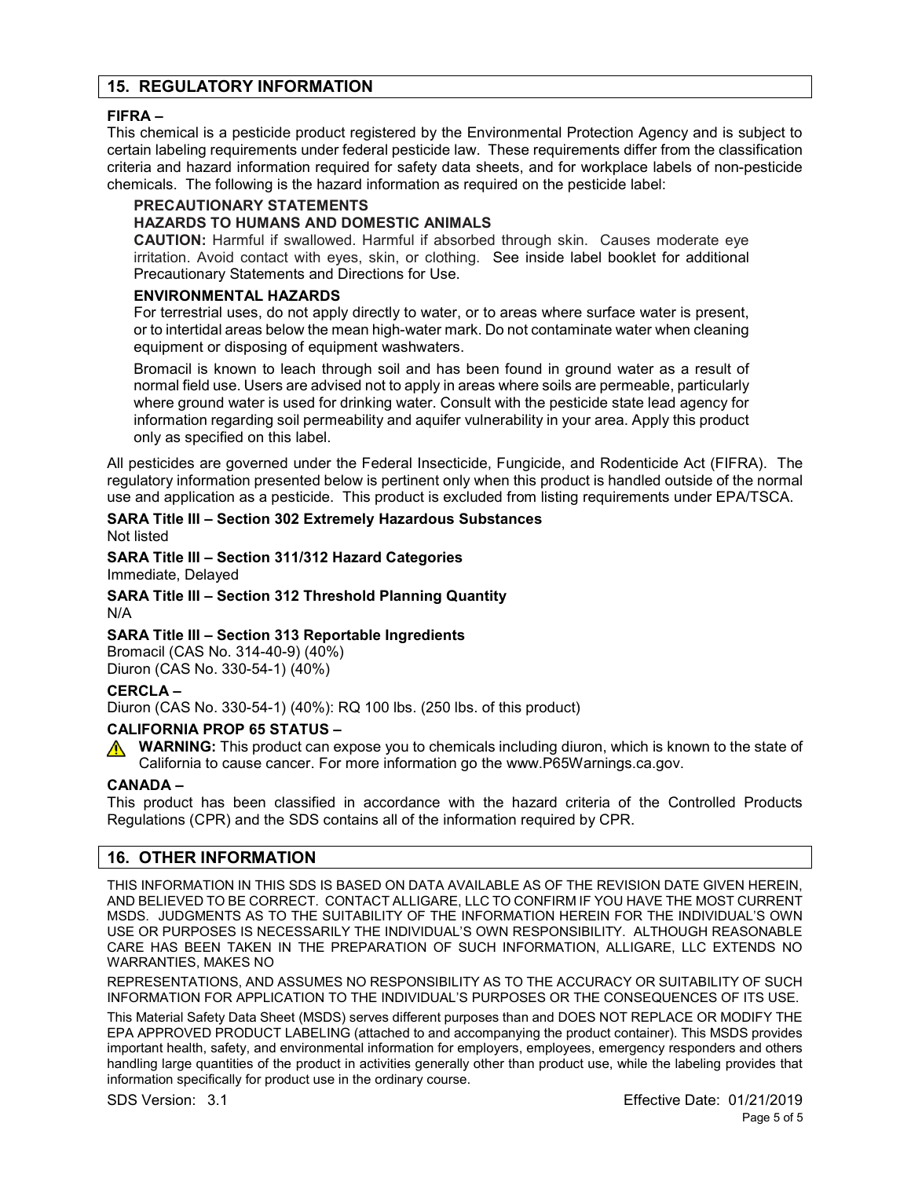## 15. REGULATORY INFORMATION

**FIFRA –**

This chemical is a pesticide product registered by the Environmental Protection Agency and is subject to certain labeling requirements under federal pesticide law. These requirements differ from the classification criteria and hazard information required for safety data sheets, and for workplace labels of non-pesticide chemicals. The following is the hazard information as required on the pesticide label:

**PRECAUTIONARY STATEMENTS**

**HAZARDS TO HUMANS AND DOMESTIC ANIMALS**

**CAUTION:** Harmful if swallowed. Harmful if absorbed through skin. Causes moderate eye irritation. Avoid contact with eyes, skin, or clothing. See inside label booklet for additional Precautionary Statements and Directions for Use.

**ENVIRONMENTAL HAZARDS**

For terrestrial uses, do not apply directly to water, or to areas where surface water is present, or to intertidal areas below the mean high-water mark. Do not contaminate water when cleaning equipment or disposing of equipment washwaters.

Bromacil is known to leach through soil and has been found in ground water as a result of normal field use. Users are advised not to apply in areas where soils are permeable, particularly where ground water is used for drinking water. Consult with the pesticide state lead agency for information regarding soil permeability and aquifer vulnerability in your area. Apply this product only as specified on this label.

All pesticides are governed under the Federal Insecticide, Fungicide, and Rodenticide Act (FIFRA). The regulatory information presented below is pertinent only when this product is handled outside of the normal use and application as a pesticide. This product is excluded from listing requirements under EPA/TSCA.

**SARA Title III – Section 302 Extremely Hazardous Substances**

Not listed

**SARA Title III – Section 311/312 Hazard Categories**

Immediate, Delayed

**SARA Title III – Section 312 Threshold Planning Quantity**

N/A

**SARA Title III – Section 313 Reportable Ingredients**

Bromacil (CAS No. 314-40-9) (40%)
Diuron (CAS No. 330-54-1) (40%)

**CERCLA –**

Diuron (CAS No. 330-54-1) (40%): RQ 100 lbs. (250 lbs. of this product)

**CALIFORNIA PROP 65 STATUS –**

⚠ **WARNING:** This product can expose you to chemicals including diuron, which is known to the state of California to cause cancer. For more information go the www.P65Warnings.ca.gov.

**CANADA –**

This product has been classified in accordance with the hazard criteria of the Controlled Products Regulations (CPR) and the SDS contains all of the information required by CPR.

## 16. OTHER INFORMATION

THIS INFORMATION IN THIS SDS IS BASED ON DATA AVAILABLE AS OF THE REVISION DATE GIVEN HEREIN, AND BELIEVED TO BE CORRECT. CONTACT ALLIGARE, LLC TO CONFIRM IF YOU HAVE THE MOST CURRENT MSDS. JUDGMENTS AS TO THE SUITABILITY OF THE INFORMATION HEREIN FOR THE INDIVIDUAL'S OWN USE OR PURPOSES IS NECESSARILY THE INDIVIDUAL'S OWN RESPONSIBILITY. ALTHOUGH REASONABLE CARE HAS BEEN TAKEN IN THE PREPARATION OF SUCH INFORMATION, ALLIGARE, LLC EXTENDS NO WARRANTIES, MAKES NO

REPRESENTATIONS, AND ASSUMES NO RESPONSIBILITY AS TO THE ACCURACY OR SUITABILITY OF SUCH INFORMATION FOR APPLICATION TO THE INDIVIDUAL'S PURPOSES OR THE CONSEQUENCES OF ITS USE.

This Material Safety Data Sheet (MSDS) serves different purposes than and DOES NOT REPLACE OR MODIFY THE EPA APPROVED PRODUCT LABELING (attached to and accompanying the product container). This MSDS provides important health, safety, and environmental information for employers, employees, emergency responders and others handling large quantities of the product in activities generally other than product use, while the labeling provides that information specifically for product use in the ordinary course.

SDS Version: 3.1 Effective Date: 01/21/2019